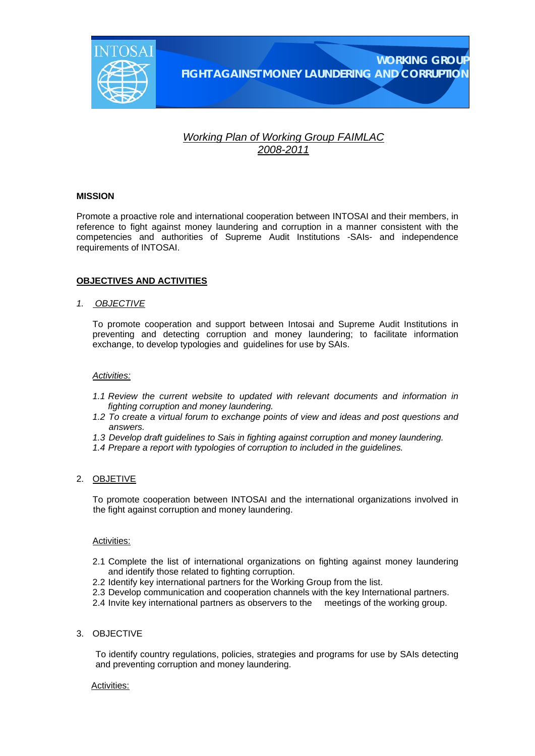INTOSAI

**WORKING GROUP**
**FIGHT AGAINST MONEY LAUNDERING AND CORRUPTION**

# *Working Plan of Working Group FAIMLAC 2008-2011*

**MISSION**

Promote a proactive role and international cooperation between INTOSAI and their members, in reference to fight against money laundering and corruption in a manner consistent with the competencies and authorities of Supreme Audit Institutions -SAIs- and independence requirements of INTOSAI.

## OBJECTIVES AND ACTIVITIES

*1. OBJECTIVE*

To promote cooperation and support between Intosai and Supreme Audit Institutions in preventing and detecting corruption and money laundering; to facilitate information exchange, to develop typologies and guidelines for use by SAIs.

*Activities:*

*1.1 Review the current website to updated with relevant documents and information in fighting corruption and money laundering.*
*1.2 To create a virtual forum to exchange points of view and ideas and post questions and answers.*
*1.3 Develop draft guidelines to Sais in fighting against corruption and money laundering.*
*1.4 Prepare a report with typologies of corruption to included in the guidelines.*

2. OBJETIVE

To promote cooperation between INTOSAI and the international organizations involved in the fight against corruption and money laundering.

Activities:

2.1 Complete the list of international organizations on fighting against money laundering and identify those related to fighting corruption.
2.2 Identify key international partners for the Working Group from the list.
2.3 Develop communication and cooperation channels with the key International partners.
2.4 Invite key international partners as observers to the meetings of the working group.

3. OBJECTIVE

To identify country regulations, policies, strategies and programs for use by SAIs detecting and preventing corruption and money laundering.

Activities: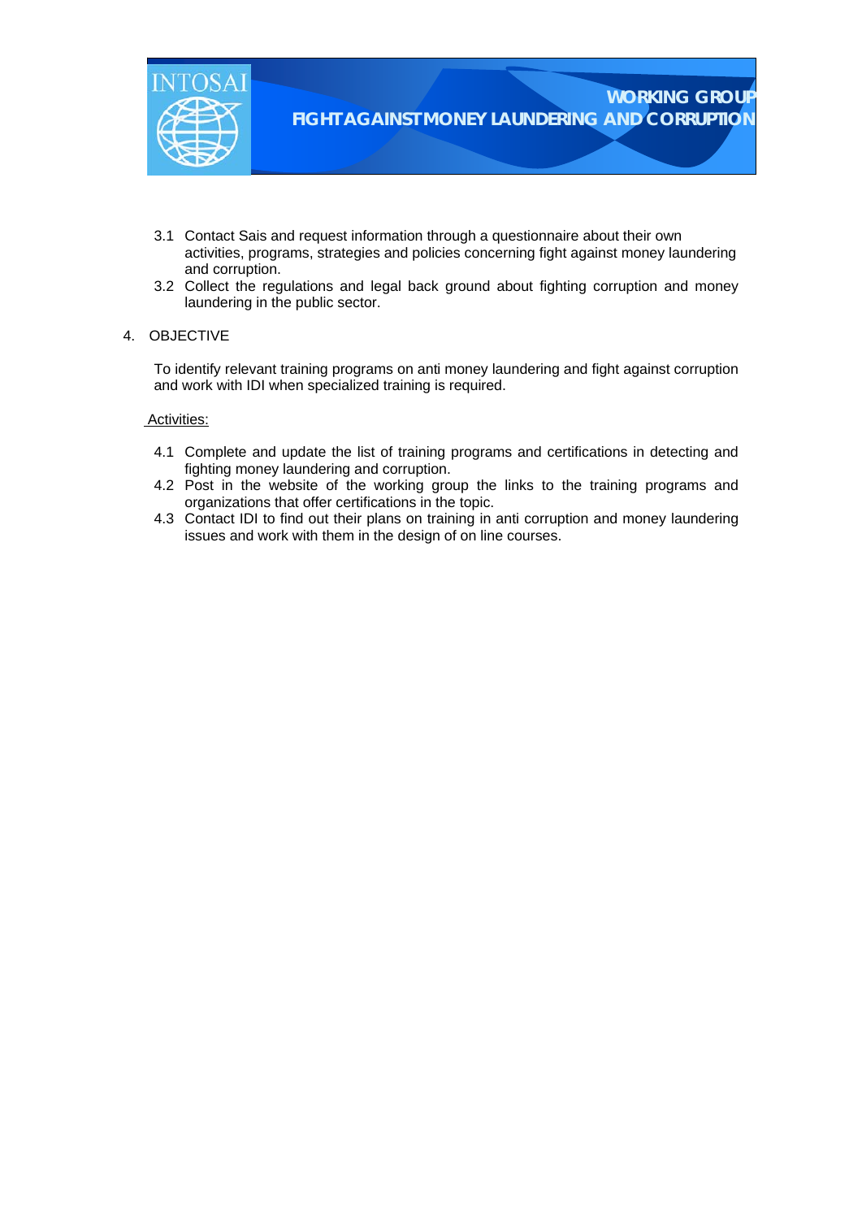3.1 Contact Sais and request information through a questionnaire about their own activities, programs, strategies and policies concerning fight against money laundering and corruption.
3.2 Collect the regulations and legal back ground about fighting corruption and money laundering in the public sector.

4. OBJECTIVE

To identify relevant training programs on anti money laundering and fight against corruption and work with IDI when specialized training is required.

<u>Activities:</u>

4.1 Complete and update the list of training programs and certifications in detecting and fighting money laundering and corruption.
4.2 Post in the website of the working group the links to the training programs and organizations that offer certifications in the topic.
4.3 Contact IDI to find out their plans on training in anti corruption and money laundering issues and work with them in the design of on line courses.